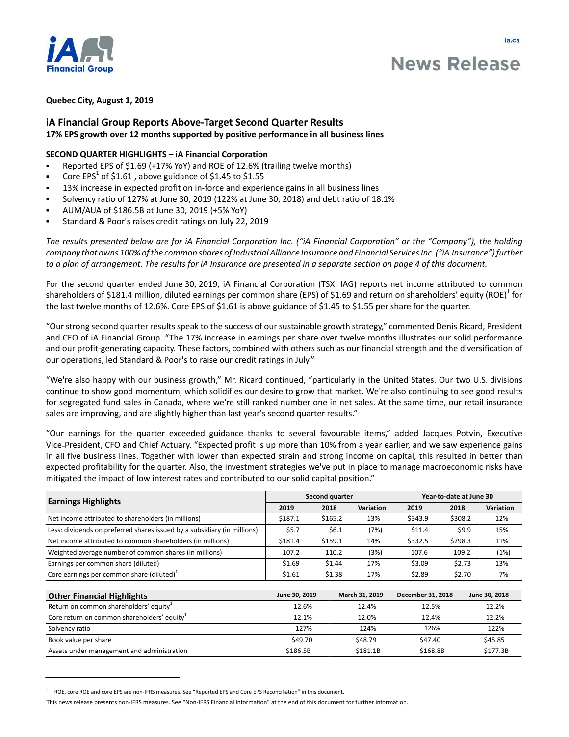ia.ca

# News Release

**Quebec City, August 1, 2019**

## iA Financial Group Reports Above-Target Second Quarter Results

**17% EPS growth over 12 months supported by positive performance in all business lines**

### SECOND QUARTER HIGHLIGHTS – iA Financial Corporation

- Reported EPS of $1.69 (+17% YoY) and ROE of 12.6% (trailing twelve months)
- Core EPS[1] of $1.61 , above guidance of $1.45 to $1.55
- 13% increase in expected profit on in-force and experience gains in all business lines
- Solvency ratio of 127% at June 30, 2019 (122% at June 30, 2018) and debt ratio of 18.1%
- AUM/AUA of $186.5B at June 30, 2019 (+5% YoY)
- Standard & Poor's raises credit ratings on July 22, 2019

*The results presented below are for iA Financial Corporation Inc. ("iA Financial Corporation" or the "Company"), the holding company that owns 100% of the common shares of Industrial Alliance Insurance and Financial Services Inc. ("iA Insurance") further to a plan of arrangement. The results for iA Insurance are presented in a separate section on page 4 of this document.*

For the second quarter ended June 30, 2019, iA Financial Corporation (TSX: IAG) reports net income attributed to common shareholders of $181.4 million, diluted earnings per common share (EPS) of $1.69 and return on shareholders' equity (ROE)[1] for the last twelve months of 12.6%. Core EPS of $1.61 is above guidance of $1.45 to $1.55 per share for the quarter.

"Our strong second quarter results speak to the success of our sustainable growth strategy," commented Denis Ricard, President and CEO of iA Financial Group. "The 17% increase in earnings per share over twelve months illustrates our solid performance and our profit-generating capacity. These factors, combined with others such as our financial strength and the diversification of our operations, led Standard & Poor's to raise our credit ratings in July."

"We're also happy with our business growth," Mr. Ricard continued, "particularly in the United States. Our two U.S. divisions continue to show good momentum, which solidifies our desire to grow that market. We're also continuing to see good results for segregated fund sales in Canada, where we're still ranked number one in net sales. At the same time, our retail insurance sales are improving, and are slightly higher than last year's second quarter results."

"Our earnings for the quarter exceeded guidance thanks to several favourable items," added Jacques Potvin, Executive Vice-President, CFO and Chief Actuary. "Expected profit is up more than 10% from a year earlier, and we saw experience gains in all five business lines. Together with lower than expected strain and strong income on capital, this resulted in better than expected profitability for the quarter. Also, the investment strategies we've put in place to manage macroeconomic risks have mitigated the impact of low interest rates and contributed to our solid capital position."

| Earnings Highlights | Second quarter | | | Year-to-date at June 30 | | |
|---|---|---|---|---|---|---|
| | 2019 | 2018 | Variation | 2019 | 2018 | Variation |
| Net income attributed to shareholders (in millions) | $187.1 | $165.2 | 13% | $343.9 | $308.2 | 12% |
| Less: dividends on preferred shares issued by a subsidiary (in millions) | $5.7 | $6.1 | (7%) | $11.4 | $9.9 | 15% |
| Net income attributed to common shareholders (in millions) | $181.4 | $159.1 | 14% | $332.5 | $298.3 | 11% |
| Weighted average number of common shares (in millions) | 107.2 | 110.2 | (3%) | 107.6 | 109.2 | (1%) |
| Earnings per common share (diluted) | $1.69 | $1.44 | 17% | $3.09 | $2.73 | 13% |
| Core earnings per common share (diluted)[1] | $1.61 | $1.38 | 17% | $2.89 | $2.70 | 7% |

| Other Financial Highlights | June 30, 2019 | March 31, 2019 | December 31, 2018 | June 30, 2018 |
|---|---|---|---|---|
| Return on common shareholders' equity[1] | 12.6% | 12.4% | 12.5% | 12.2% |
| Core return on common shareholders' equity[1] | 12.1% | 12.0% | 12.4% | 12.2% |
| Solvency ratio | 127% | 124% | 126% | 122% |
| Book value per share | $49.70 | $48.79 | $47.40 | $45.85 |
| Assets under management and administration | $186.5B | $181.1B | $168.8B | $177.3B |

[1] ROE, core ROE and core EPS are non-IFRS measures. See "Reported EPS and Core EPS Reconciliation" in this document.

This news release presents non-IFRS measures. See "Non-IFRS Financial Information" at the end of this document for further information.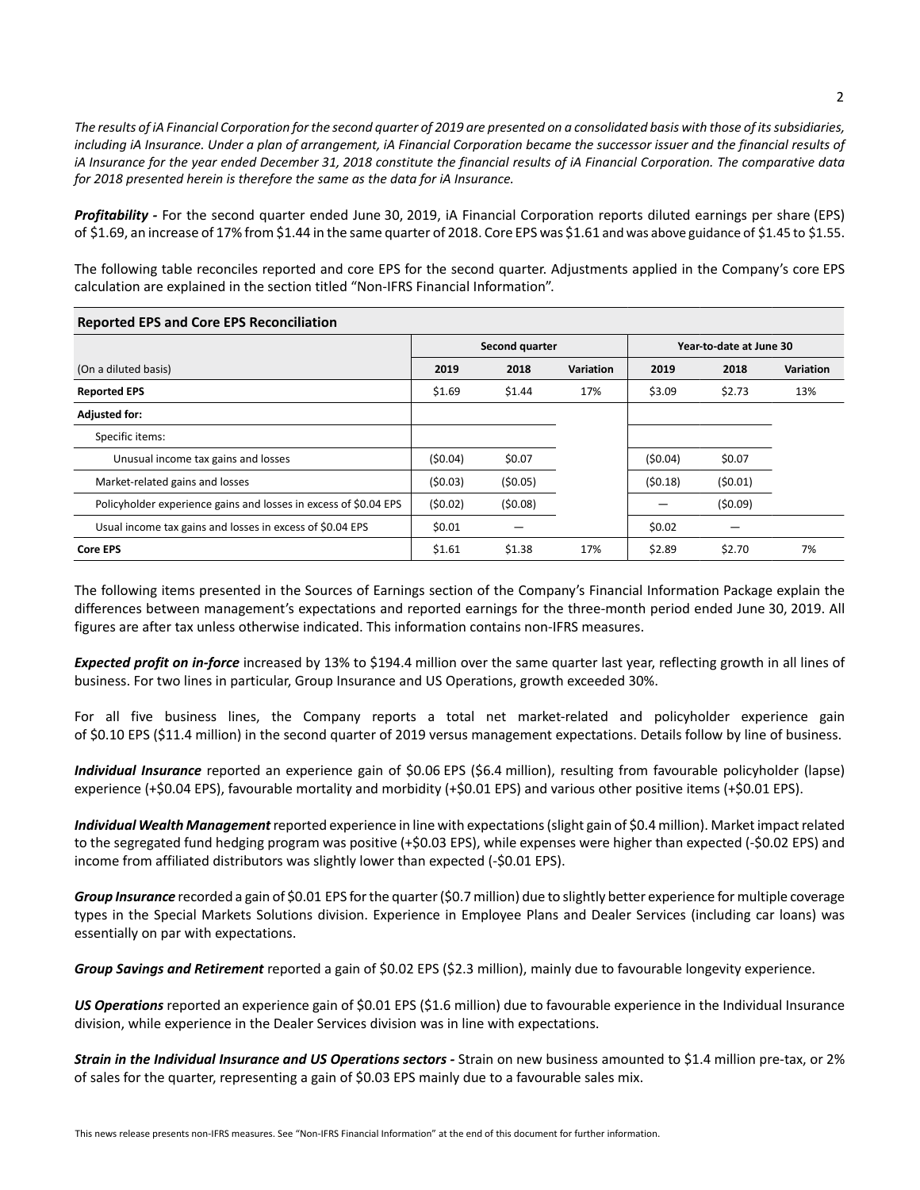*The results of iA Financial Corporation for the second quarter of 2019 are presented on a consolidated basis with those of its subsidiaries, including iA Insurance. Under a plan of arrangement, iA Financial Corporation became the successor issuer and the financial results of iA Insurance for the year ended December 31, 2018 constitute the financial results of iA Financial Corporation. The comparative data for 2018 presented herein is therefore the same as the data for iA Insurance.*

***Profitability -*** For the second quarter ended June 30, 2019, iA Financial Corporation reports diluted earnings per share (EPS) of $1.69, an increase of 17% from $1.44 in the same quarter of 2018. Core EPS was $1.61 and was above guidance of $1.45 to $1.55.

The following table reconciles reported and core EPS for the second quarter. Adjustments applied in the Company's core EPS calculation are explained in the section titled "Non-IFRS Financial Information".

**Reported EPS and Core EPS Reconciliation**

| | Second quarter | | | Year-to-date at June 30 | | |
|---|---|---|---|---|---|---|
| (On a diluted basis) | **2019** | **2018** | **Variation** | **2019** | **2018** | **Variation** |
| **Reported EPS** | $1.69 | $1.44 | 17% | $3.09 | $2.73 | 13% |
| **Adjusted for:** | | | | | | |
| Specific items: | | | | | | |
| Unusual income tax gains and losses | ($0.04) | $0.07 | | ($0.04) | $0.07 | |
| Market-related gains and losses | ($0.03) | ($0.05) | | ($0.18) | ($0.01) | |
| Policyholder experience gains and losses in excess of $0.04 EPS | ($0.02) | ($0.08) | | — | ($0.09) | |
| Usual income tax gains and losses in excess of $0.04 EPS | $0.01 | — | | $0.02 | — | |
| **Core EPS** | $1.61 | $1.38 | 17% | $2.89 | $2.70 | 7% |

The following items presented in the Sources of Earnings section of the Company's Financial Information Package explain the differences between management's expectations and reported earnings for the three-month period ended June 30, 2019. All figures are after tax unless otherwise indicated. This information contains non-IFRS measures.

***Expected profit on in-force*** increased by 13% to $194.4 million over the same quarter last year, reflecting growth in all lines of business. For two lines in particular, Group Insurance and US Operations, growth exceeded 30%.

For all five business lines, the Company reports a total net market-related and policyholder experience gain of $0.10 EPS ($11.4 million) in the second quarter of 2019 versus management expectations. Details follow by line of business.

***Individual Insurance*** reported an experience gain of $0.06 EPS ($6.4 million), resulting from favourable policyholder (lapse) experience (+$0.04 EPS), favourable mortality and morbidity (+$0.01 EPS) and various other positive items (+$0.01 EPS).

***Individual Wealth Management*** reported experience in line with expectations (slight gain of $0.4 million). Market impact related to the segregated fund hedging program was positive (+$0.03 EPS), while expenses were higher than expected (-$0.02 EPS) and income from affiliated distributors was slightly lower than expected (-$0.01 EPS).

***Group Insurance*** recorded a gain of $0.01 EPS for the quarter ($0.7 million) due to slightly better experience for multiple coverage types in the Special Markets Solutions division. Experience in Employee Plans and Dealer Services (including car loans) was essentially on par with expectations.

***Group Savings and Retirement*** reported a gain of $0.02 EPS ($2.3 million), mainly due to favourable longevity experience.

***US Operations*** reported an experience gain of $0.01 EPS ($1.6 million) due to favourable experience in the Individual Insurance division, while experience in the Dealer Services division was in line with expectations.

***Strain in the Individual Insurance and US Operations sectors -*** Strain on new business amounted to $1.4 million pre-tax, or 2% of sales for the quarter, representing a gain of $0.03 EPS mainly due to a favourable sales mix.

This news release presents non-IFRS measures. See "Non-IFRS Financial Information" at the end of this document for further information.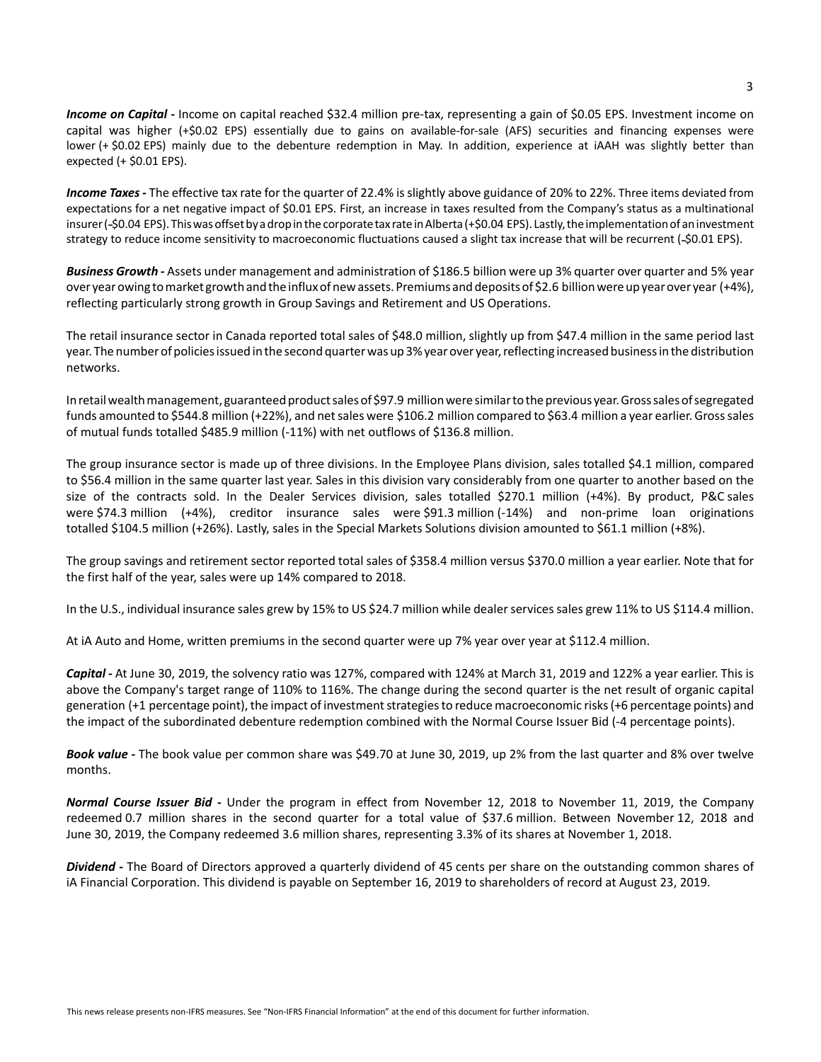***Income on Capital -*** Income on capital reached $32.4 million pre-tax, representing a gain of $0.05 EPS. Investment income on capital was higher (+$0.02 EPS) essentially due to gains on available-for-sale (AFS) securities and financing expenses were lower (+ $0.02 EPS) mainly due to the debenture redemption in May. In addition, experience at iAAH was slightly better than expected (+ $0.01 EPS).

***Income Taxes -*** The effective tax rate for the quarter of 22.4% is slightly above guidance of 20% to 22%. Three items deviated from expectations for a net negative impact of $0.01 EPS. First, an increase in taxes resulted from the Company's status as a multinational insurer (-$0.04 EPS). This was offset by a drop in the corporate tax rate in Alberta (+$0.04 EPS). Lastly, the implementation of an investment strategy to reduce income sensitivity to macroeconomic fluctuations caused a slight tax increase that will be recurrent (-$0.01 EPS).

***Business Growth -*** Assets under management and administration of $186.5 billion were up 3% quarter over quarter and 5% year over year owing to market growth and the influx of new assets. Premiums and deposits of $2.6 billion were up year over year (+4%), reflecting particularly strong growth in Group Savings and Retirement and US Operations.

The retail insurance sector in Canada reported total sales of $48.0 million, slightly up from $47.4 million in the same period last year. The number of policies issued in the second quarter was up 3% year over year, reflecting increased business in the distribution networks.

In retail wealth management, guaranteed product sales of $97.9 million were similar to the previous year. Gross sales of segregated funds amounted to $544.8 million (+22%), and net sales were $106.2 million compared to $63.4 million a year earlier. Gross sales of mutual funds totalled $485.9 million (-11%) with net outflows of $136.8 million.

The group insurance sector is made up of three divisions. In the Employee Plans division, sales totalled $4.1 million, compared to $56.4 million in the same quarter last year. Sales in this division vary considerably from one quarter to another based on the size of the contracts sold. In the Dealer Services division, sales totalled $270.1 million (+4%). By product, P&C sales were $74.3 million (+4%), creditor insurance sales were $91.3 million (-14%) and non-prime loan originations totalled $104.5 million (+26%). Lastly, sales in the Special Markets Solutions division amounted to $61.1 million (+8%).

The group savings and retirement sector reported total sales of $358.4 million versus $370.0 million a year earlier. Note that for the first half of the year, sales were up 14% compared to 2018.

In the U.S., individual insurance sales grew by 15% to US $24.7 million while dealer services sales grew 11% to US $114.4 million.

At iA Auto and Home, written premiums in the second quarter were up 7% year over year at $112.4 million.

***Capital -*** At June 30, 2019, the solvency ratio was 127%, compared with 124% at March 31, 2019 and 122% a year earlier. This is above the Company's target range of 110% to 116%. The change during the second quarter is the net result of organic capital generation (+1 percentage point), the impact of investment strategies to reduce macroeconomic risks (+6 percentage points) and the impact of the subordinated debenture redemption combined with the Normal Course Issuer Bid (-4 percentage points).

***Book value -*** The book value per common share was $49.70 at June 30, 2019, up 2% from the last quarter and 8% over twelve months.

***Normal Course Issuer Bid -*** Under the program in effect from November 12, 2018 to November 11, 2019, the Company redeemed 0.7 million shares in the second quarter for a total value of $37.6 million. Between November 12, 2018 and June 30, 2019, the Company redeemed 3.6 million shares, representing 3.3% of its shares at November 1, 2018.

***Dividend -*** The Board of Directors approved a quarterly dividend of 45 cents per share on the outstanding common shares of iA Financial Corporation. This dividend is payable on September 16, 2019 to shareholders of record at August 23, 2019.

This news release presents non-IFRS measures. See "Non-IFRS Financial Information" at the end of this document for further information.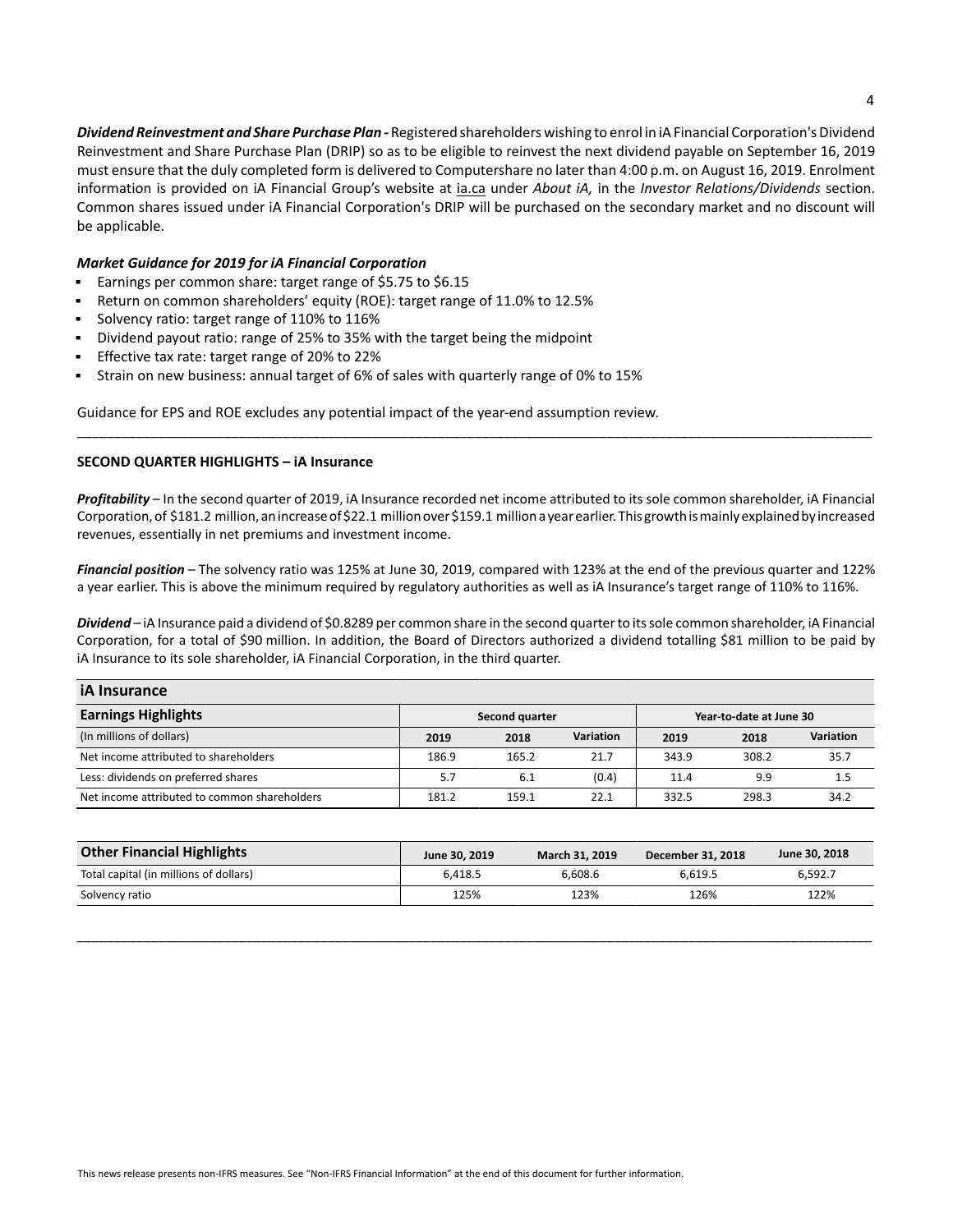***Dividend Reinvestment and Share Purchase Plan -*** Registered shareholders wishing to enrol in iA Financial Corporation's Dividend Reinvestment and Share Purchase Plan (DRIP) so as to be eligible to reinvest the next dividend payable on September 16, 2019 must ensure that the duly completed form is delivered to Computershare no later than 4:00 p.m. on August 16, 2019. Enrolment information is provided on iA Financial Group's website at ia.ca under *About iA,* in the *Investor Relations/Dividends* section. Common shares issued under iA Financial Corporation's DRIP will be purchased on the secondary market and no discount will be applicable.

***Market Guidance for 2019 for iA Financial Corporation***

- Earnings per common share: target range of $5.75 to $6.15
- Return on common shareholders' equity (ROE): target range of 11.0% to 12.5%
- Solvency ratio: target range of 110% to 116%
- Dividend payout ratio: range of 25% to 35% with the target being the midpoint
- Effective tax rate: target range of 20% to 22%
- Strain on new business: annual target of 6% of sales with quarterly range of 0% to 15%

Guidance for EPS and ROE excludes any potential impact of the year-end assumption review.

---

**SECOND QUARTER HIGHLIGHTS – iA Insurance**

***Profitability*** – In the second quarter of 2019, iA Insurance recorded net income attributed to its sole common shareholder, iA Financial Corporation, of $181.2 million, an increase of $22.1 million over $159.1 million a year earlier. This growth is mainly explained by increased revenues, essentially in net premiums and investment income.

***Financial position*** – The solvency ratio was 125% at June 30, 2019, compared with 123% at the end of the previous quarter and 122% a year earlier. This is above the minimum required by regulatory authorities as well as iA Insurance's target range of 110% to 116%.

***Dividend*** – iA Insurance paid a dividend of $0.8289 per common share in the second quarter to its sole common shareholder, iA Financial Corporation, for a total of $90 million. In addition, the Board of Directors authorized a dividend totalling $81 million to be paid by iA Insurance to its sole shareholder, iA Financial Corporation, in the third quarter.

**iA Insurance**

| **Earnings Highlights** | **Second quarter** | | | **Year-to-date at June 30** | | |
|---|---|---|---|---|---|---|
| (In millions of dollars) | **2019** | **2018** | **Variation** | **2019** | **2018** | **Variation** |
| Net income attributed to shareholders | 186.9 | 165.2 | 21.7 | 343.9 | 308.2 | 35.7 |
| Less: dividends on preferred shares | 5.7 | 6.1 | (0.4) | 11.4 | 9.9 | 1.5 |
| Net income attributed to common shareholders | 181.2 | 159.1 | 22.1 | 332.5 | 298.3 | 34.2 |

| **Other Financial Highlights** | **June 30, 2019** | **March 31, 2019** | **December 31, 2018** | **June 30, 2018** |
|---|---|---|---|---|
| Total capital (in millions of dollars) | 6,418.5 | 6,608.6 | 6,619.5 | 6,592.7 |
| Solvency ratio | 125% | 123% | 126% | 122% |

---

This news release presents non-IFRS measures. See "Non-IFRS Financial Information" at the end of this document for further information.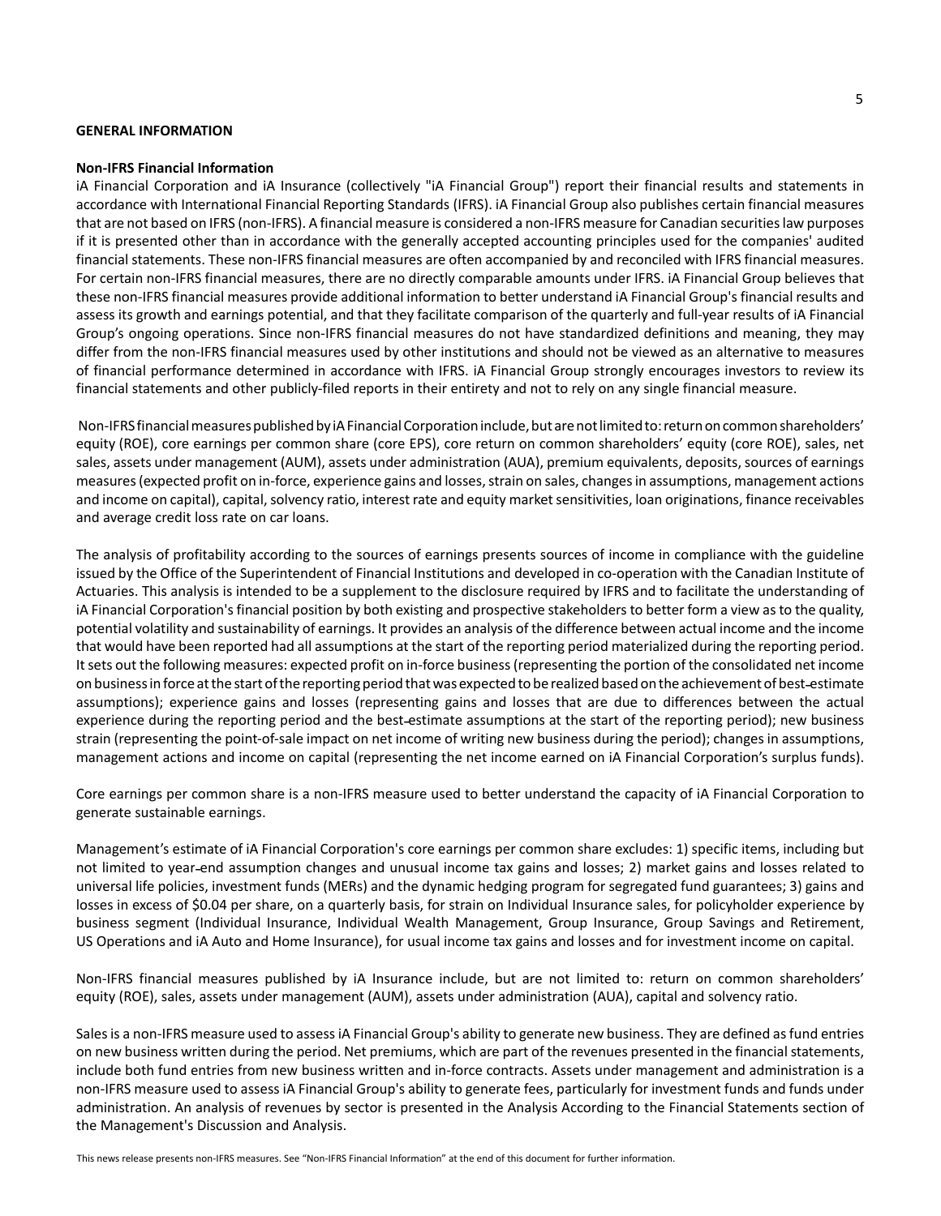**GENERAL INFORMATION**

**Non-IFRS Financial Information**

iA Financial Corporation and iA Insurance (collectively "iA Financial Group") report their financial results and statements in accordance with International Financial Reporting Standards (IFRS). iA Financial Group also publishes certain financial measures that are not based on IFRS (non-IFRS). A financial measure is considered a non-IFRS measure for Canadian securities law purposes if it is presented other than in accordance with the generally accepted accounting principles used for the companies' audited financial statements. These non-IFRS financial measures are often accompanied by and reconciled with IFRS financial measures. For certain non-IFRS financial measures, there are no directly comparable amounts under IFRS. iA Financial Group believes that these non-IFRS financial measures provide additional information to better understand iA Financial Group's financial results and assess its growth and earnings potential, and that they facilitate comparison of the quarterly and full-year results of iA Financial Group's ongoing operations. Since non-IFRS financial measures do not have standardized definitions and meaning, they may differ from the non-IFRS financial measures used by other institutions and should not be viewed as an alternative to measures of financial performance determined in accordance with IFRS. iA Financial Group strongly encourages investors to review its financial statements and other publicly-filed reports in their entirety and not to rely on any single financial measure.

Non-IFRS financial measures published by iA Financial Corporation include, but are not limited to: return on common shareholders' equity (ROE), core earnings per common share (core EPS), core return on common shareholders' equity (core ROE), sales, net sales, assets under management (AUM), assets under administration (AUA), premium equivalents, deposits, sources of earnings measures (expected profit on in-force, experience gains and losses, strain on sales, changes in assumptions, management actions and income on capital), capital, solvency ratio, interest rate and equity market sensitivities, loan originations, finance receivables and average credit loss rate on car loans.

The analysis of profitability according to the sources of earnings presents sources of income in compliance with the guideline issued by the Office of the Superintendent of Financial Institutions and developed in co-operation with the Canadian Institute of Actuaries. This analysis is intended to be a supplement to the disclosure required by IFRS and to facilitate the understanding of iA Financial Corporation's financial position by both existing and prospective stakeholders to better form a view as to the quality, potential volatility and sustainability of earnings. It provides an analysis of the difference between actual income and the income that would have been reported had all assumptions at the start of the reporting period materialized during the reporting period. It sets out the following measures: expected profit on in-force business (representing the portion of the consolidated net income on business in force at the start of the reporting period that was expected to be realized based on the achievement of best-estimate assumptions); experience gains and losses (representing gains and losses that are due to differences between the actual experience during the reporting period and the best-estimate assumptions at the start of the reporting period); new business strain (representing the point-of-sale impact on net income of writing new business during the period); changes in assumptions, management actions and income on capital (representing the net income earned on iA Financial Corporation's surplus funds).

Core earnings per common share is a non-IFRS measure used to better understand the capacity of iA Financial Corporation to generate sustainable earnings.

Management's estimate of iA Financial Corporation's core earnings per common share excludes: 1) specific items, including but not limited to year-end assumption changes and unusual income tax gains and losses; 2) market gains and losses related to universal life policies, investment funds (MERs) and the dynamic hedging program for segregated fund guarantees; 3) gains and losses in excess of $0.04 per share, on a quarterly basis, for strain on Individual Insurance sales, for policyholder experience by business segment (Individual Insurance, Individual Wealth Management, Group Insurance, Group Savings and Retirement, US Operations and iA Auto and Home Insurance), for usual income tax gains and losses and for investment income on capital.

Non-IFRS financial measures published by iA Insurance include, but are not limited to: return on common shareholders' equity (ROE), sales, assets under management (AUM), assets under administration (AUA), capital and solvency ratio.

Sales is a non-IFRS measure used to assess iA Financial Group's ability to generate new business. They are defined as fund entries on new business written during the period. Net premiums, which are part of the revenues presented in the financial statements, include both fund entries from new business written and in-force contracts. Assets under management and administration is a non-IFRS measure used to assess iA Financial Group's ability to generate fees, particularly for investment funds and funds under administration. An analysis of revenues by sector is presented in the Analysis According to the Financial Statements section of the Management's Discussion and Analysis.

This news release presents non-IFRS measures. See "Non-IFRS Financial Information" at the end of this document for further information.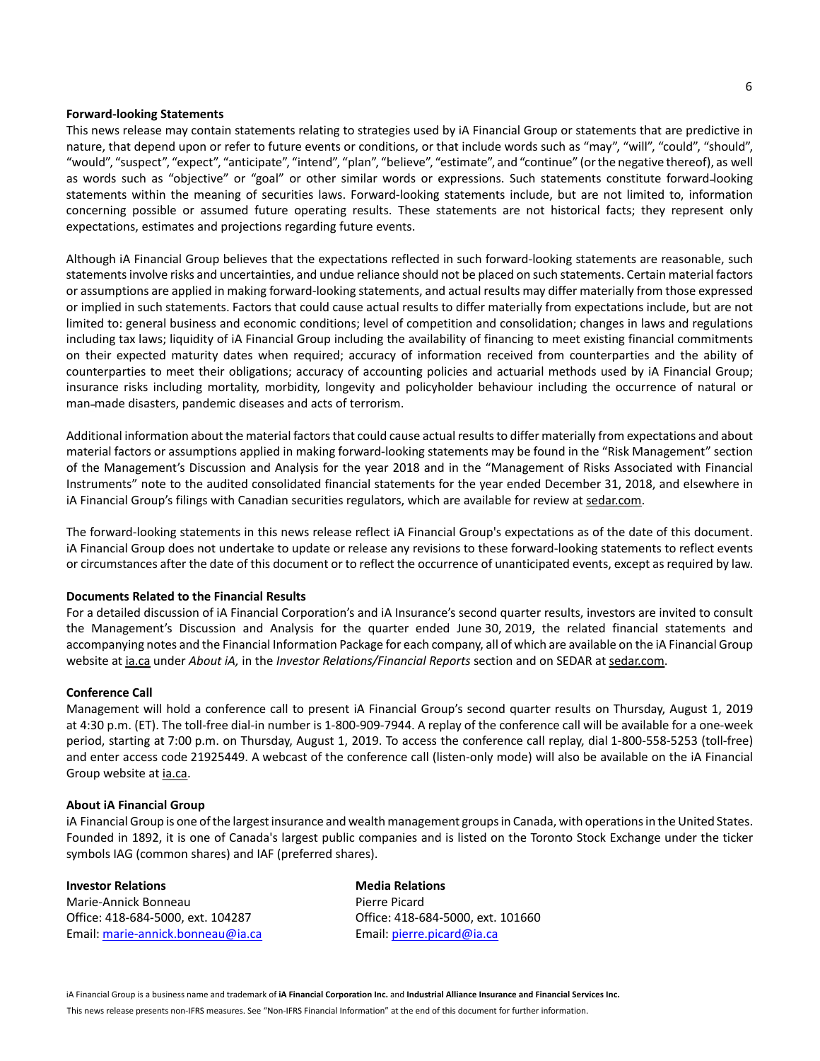**Forward-looking Statements**

This news release may contain statements relating to strategies used by iA Financial Group or statements that are predictive in nature, that depend upon or refer to future events or conditions, or that include words such as "may", "will", "could", "should", "would", "suspect", "expect", "anticipate", "intend", "plan", "believe", "estimate", and "continue" (or the negative thereof), as well as words such as "objective" or "goal" or other similar words or expressions. Such statements constitute forward-looking statements within the meaning of securities laws. Forward-looking statements include, but are not limited to, information concerning possible or assumed future operating results. These statements are not historical facts; they represent only expectations, estimates and projections regarding future events.

Although iA Financial Group believes that the expectations reflected in such forward-looking statements are reasonable, such statements involve risks and uncertainties, and undue reliance should not be placed on such statements. Certain material factors or assumptions are applied in making forward-looking statements, and actual results may differ materially from those expressed or implied in such statements. Factors that could cause actual results to differ materially from expectations include, but are not limited to: general business and economic conditions; level of competition and consolidation; changes in laws and regulations including tax laws; liquidity of iA Financial Group including the availability of financing to meet existing financial commitments on their expected maturity dates when required; accuracy of information received from counterparties and the ability of counterparties to meet their obligations; accuracy of accounting policies and actuarial methods used by iA Financial Group; insurance risks including mortality, morbidity, longevity and policyholder behaviour including the occurrence of natural or man-made disasters, pandemic diseases and acts of terrorism.

Additional information about the material factors that could cause actual results to differ materially from expectations and about material factors or assumptions applied in making forward-looking statements may be found in the "Risk Management" section of the Management's Discussion and Analysis for the year 2018 and in the "Management of Risks Associated with Financial Instruments" note to the audited consolidated financial statements for the year ended December 31, 2018, and elsewhere in iA Financial Group's filings with Canadian securities regulators, which are available for review at sedar.com.

The forward-looking statements in this news release reflect iA Financial Group's expectations as of the date of this document. iA Financial Group does not undertake to update or release any revisions to these forward-looking statements to reflect events or circumstances after the date of this document or to reflect the occurrence of unanticipated events, except as required by law.

**Documents Related to the Financial Results**

For a detailed discussion of iA Financial Corporation's and iA Insurance's second quarter results, investors are invited to consult the Management's Discussion and Analysis for the quarter ended June 30, 2019, the related financial statements and accompanying notes and the Financial Information Package for each company, all of which are available on the iA Financial Group website at ia.ca under *About iA,* in the *Investor Relations/Financial Reports* section and on SEDAR at sedar.com.

**Conference Call**

Management will hold a conference call to present iA Financial Group's second quarter results on Thursday, August 1, 2019 at 4:30 p.m. (ET). The toll-free dial-in number is 1-800-909-7944. A replay of the conference call will be available for a one-week period, starting at 7:00 p.m. on Thursday, August 1, 2019. To access the conference call replay, dial 1-800-558-5253 (toll-free) and enter access code 21925449. A webcast of the conference call (listen-only mode) will also be available on the iA Financial Group website at ia.ca.

**About iA Financial Group**

iA Financial Group is one of the largest insurance and wealth management groups in Canada, with operations in the United States. Founded in 1892, it is one of Canada's largest public companies and is listed on the Toronto Stock Exchange under the ticker symbols IAG (common shares) and IAF (preferred shares).

**Investor Relations**
Marie-Annick Bonneau
Office: 418-684-5000, ext. 104287
Email: marie-annick.bonneau@ia.ca

**Media Relations**
Pierre Picard
Office: 418-684-5000, ext. 101660
Email: pierre.picard@ia.ca

iA Financial Group is a business name and trademark of **iA Financial Corporation Inc.** and **Industrial Alliance Insurance and Financial Services Inc.**

This news release presents non-IFRS measures. See "Non-IFRS Financial Information" at the end of this document for further information.